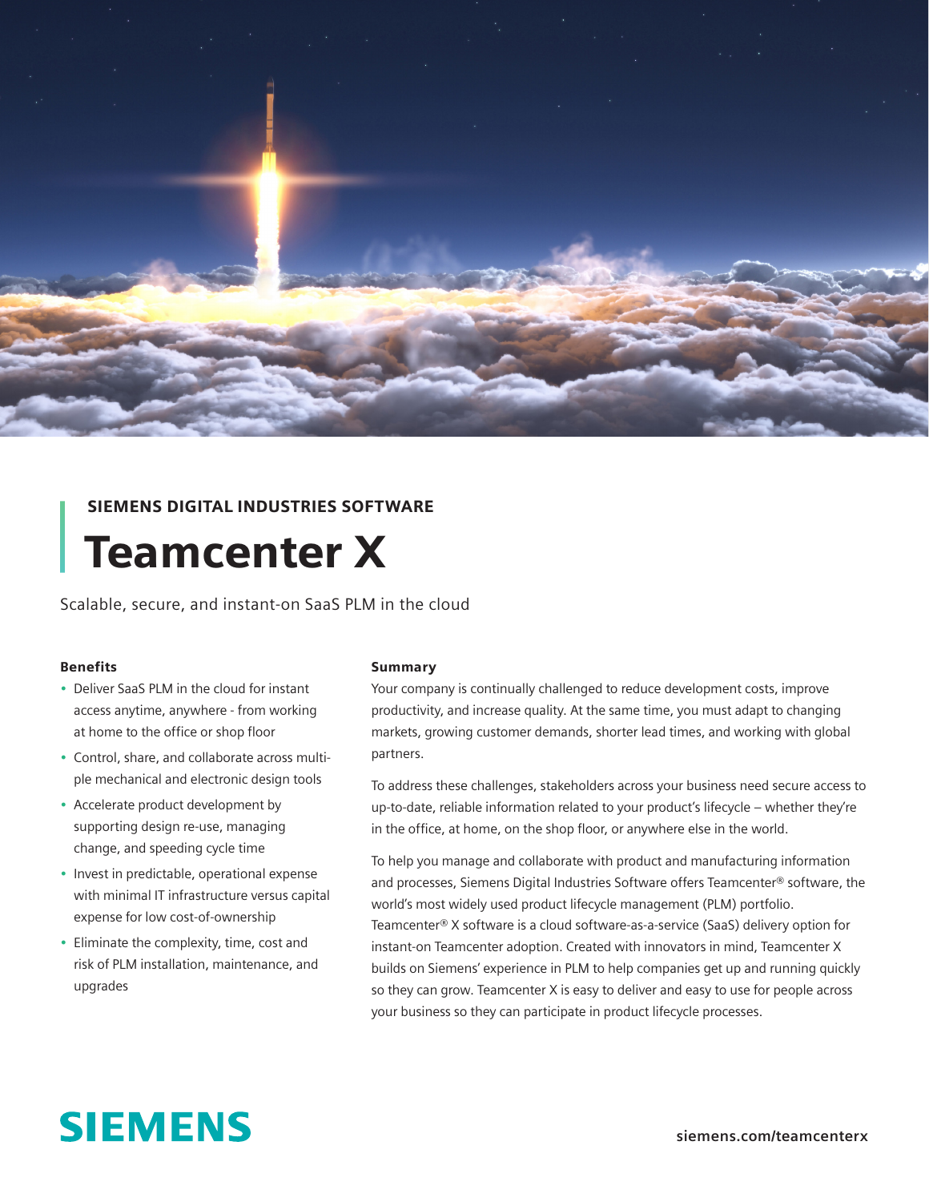SIEMENS DIGITAL INDUSTRIES SOFTWARE

# Teamcenter X

Scalable, secure, and instant-on SaaS PLM in the cloud

### Benefits

- Deliver SaaS PLM in the cloud for instant access anytime, anywhere - from working at home to the office or shop floor
- Control, share, and collaborate across multiple mechanical and electronic design tools
- Accelerate product development by supporting design re-use, managing change, and speeding cycle time
- Invest in predictable, operational expense with minimal IT infrastructure versus capital expense for low cost-of-ownership
- Eliminate the complexity, time, cost and risk of PLM installation, maintenance, and upgrades

### Summary

Your company is continually challenged to reduce development costs, improve productivity, and increase quality. At the same time, you must adapt to changing markets, growing customer demands, shorter lead times, and working with global partners.

To address these challenges, stakeholders across your business need secure access to up-to-date, reliable information related to your product's lifecycle – whether they're in the office, at home, on the shop floor, or anywhere else in the world.

To help you manage and collaborate with product and manufacturing information and processes, Siemens Digital Industries Software offers Teamcenter® software, the world's most widely used product lifecycle management (PLM) portfolio. Teamcenter® X software is a cloud software-as-a-service (SaaS) delivery option for instant-on Teamcenter adoption. Created with innovators in mind, Teamcenter X builds on Siemens' experience in PLM to help companies get up and running quickly so they can grow. Teamcenter X is easy to deliver and easy to use for people across your business so they can participate in product lifecycle processes.

SIEMENS

siemens.com/teamcenterx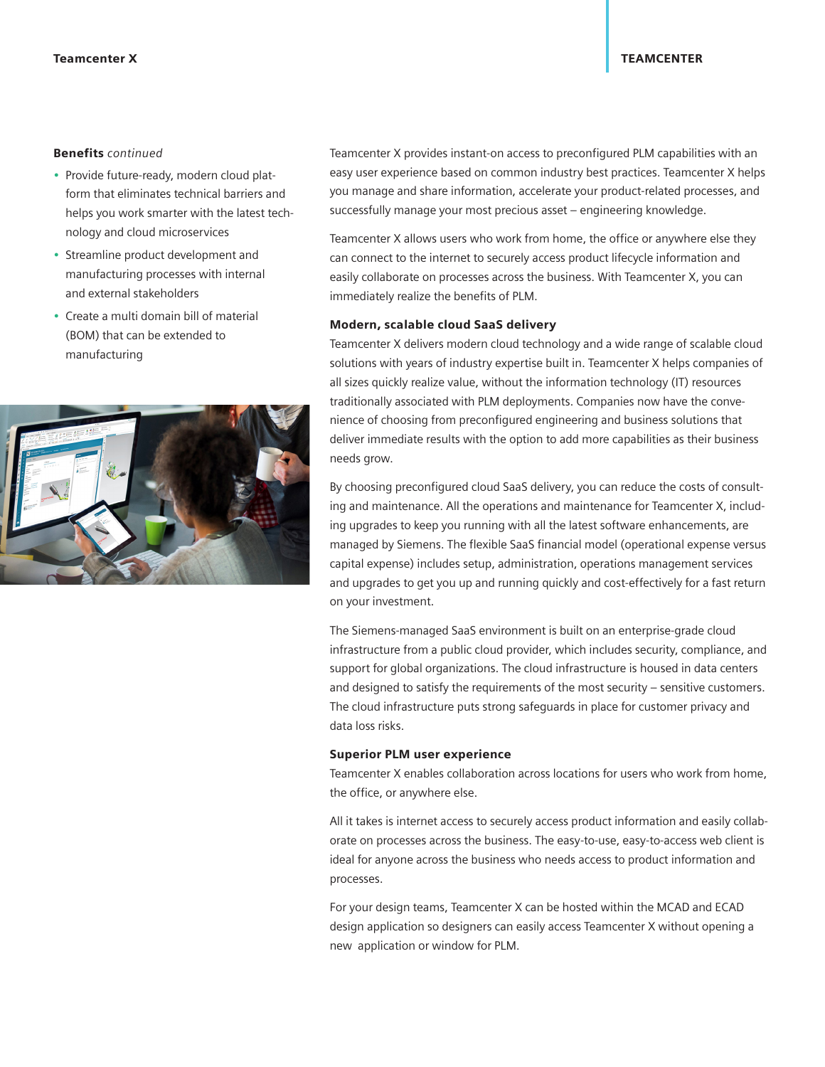**Benefits** *continued*

- Provide future-ready, modern cloud platform that eliminates technical barriers and helps you work smarter with the latest technology and cloud microservices
- Streamline product development and manufacturing processes with internal and external stakeholders
- Create a multi domain bill of material (BOM) that can be extended to manufacturing

Teamcenter X provides instant-on access to preconfigured PLM capabilities with an easy user experience based on common industry best practices. Teamcenter X helps you manage and share information, accelerate your product-related processes, and successfully manage your most precious asset – engineering knowledge.

Teamcenter X allows users who work from home, the office or anywhere else they can connect to the internet to securely access product lifecycle information and easily collaborate on processes across the business. With Teamcenter X, you can immediately realize the benefits of PLM.

### Modern, scalable cloud SaaS delivery

Teamcenter X delivers modern cloud technology and a wide range of scalable cloud solutions with years of industry expertise built in. Teamcenter X helps companies of all sizes quickly realize value, without the information technology (IT) resources traditionally associated with PLM deployments. Companies now have the convenience of choosing from preconfigured engineering and business solutions that deliver immediate results with the option to add more capabilities as their business needs grow.

By choosing preconfigured cloud SaaS delivery, you can reduce the costs of consulting and maintenance. All the operations and maintenance for Teamcenter X, including upgrades to keep you running with all the latest software enhancements, are managed by Siemens. The flexible SaaS financial model (operational expense versus capital expense) includes setup, administration, operations management services and upgrades to get you up and running quickly and cost-effectively for a fast return on your investment.

The Siemens-managed SaaS environment is built on an enterprise-grade cloud infrastructure from a public cloud provider, which includes security, compliance, and support for global organizations. The cloud infrastructure is housed in data centers and designed to satisfy the requirements of the most security – sensitive customers. The cloud infrastructure puts strong safeguards in place for customer privacy and data loss risks.

### Superior PLM user experience

Teamcenter X enables collaboration across locations for users who work from home, the office, or anywhere else.

All it takes is internet access to securely access product information and easily collaborate on processes across the business. The easy-to-use, easy-to-access web client is ideal for anyone across the business who needs access to product information and processes.

For your design teams, Teamcenter X can be hosted within the MCAD and ECAD design application so designers can easily access Teamcenter X without opening a new application or window for PLM.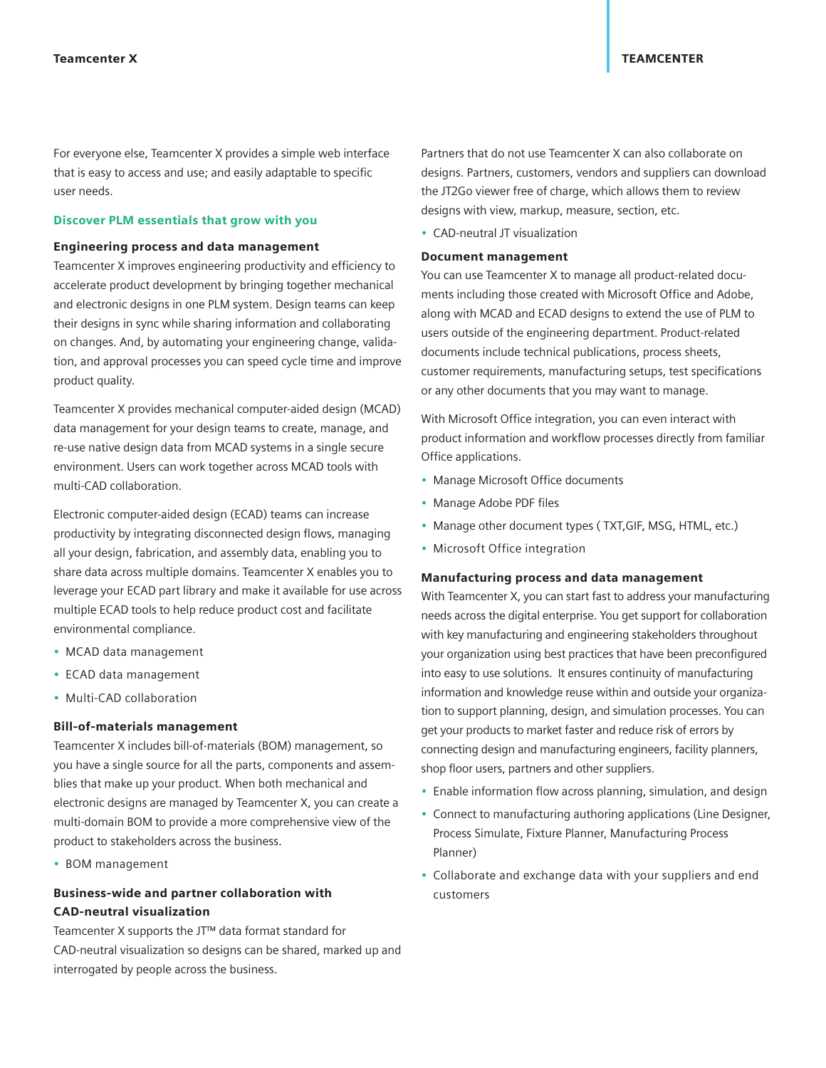For everyone else, Teamcenter X provides a simple web interface that is easy to access and use; and easily adaptable to specific user needs.

## Discover PLM essentials that grow with you

### Engineering process and data management

Teamcenter X improves engineering productivity and efficiency to accelerate product development by bringing together mechanical and electronic designs in one PLM system. Design teams can keep their designs in sync while sharing information and collaborating on changes. And, by automating your engineering change, validation, and approval processes you can speed cycle time and improve product quality.

Teamcenter X provides mechanical computer-aided design (MCAD) data management for your design teams to create, manage, and re-use native design data from MCAD systems in a single secure environment. Users can work together across MCAD tools with multi-CAD collaboration.

Electronic computer-aided design (ECAD) teams can increase productivity by integrating disconnected design flows, managing all your design, fabrication, and assembly data, enabling you to share data across multiple domains. Teamcenter X enables you to leverage your ECAD part library and make it available for use across multiple ECAD tools to help reduce product cost and facilitate environmental compliance.

- MCAD data management
- ECAD data management
- Multi-CAD collaboration

### Bill-of-materials management

Teamcenter X includes bill-of-materials (BOM) management, so you have a single source for all the parts, components and assemblies that make up your product. When both mechanical and electronic designs are managed by Teamcenter X, you can create a multi-domain BOM to provide a more comprehensive view of the product to stakeholders across the business.

- BOM management

### Business-wide and partner collaboration with CAD-neutral visualization

Teamcenter X supports the JT™ data format standard for CAD-neutral visualization so designs can be shared, marked up and interrogated by people across the business.

Partners that do not use Teamcenter X can also collaborate on designs. Partners, customers, vendors and suppliers can download the JT2Go viewer free of charge, which allows them to review designs with view, markup, measure, section, etc.

- CAD-neutral JT visualization

### Document management

You can use Teamcenter X to manage all product-related documents including those created with Microsoft Office and Adobe, along with MCAD and ECAD designs to extend the use of PLM to users outside of the engineering department. Product-related documents include technical publications, process sheets, customer requirements, manufacturing setups, test specifications or any other documents that you may want to manage.

With Microsoft Office integration, you can even interact with product information and workflow processes directly from familiar Office applications.

- Manage Microsoft Office documents
- Manage Adobe PDF files
- Manage other document types ( TXT,GIF, MSG, HTML, etc.)
- Microsoft Office integration

### Manufacturing process and data management

With Teamcenter X, you can start fast to address your manufacturing needs across the digital enterprise. You get support for collaboration with key manufacturing and engineering stakeholders throughout your organization using best practices that have been preconfigured into easy to use solutions. It ensures continuity of manufacturing information and knowledge reuse within and outside your organization to support planning, design, and simulation processes. You can get your products to market faster and reduce risk of errors by connecting design and manufacturing engineers, facility planners, shop floor users, partners and other suppliers.

- Enable information flow across planning, simulation, and design
- Connect to manufacturing authoring applications (Line Designer, Process Simulate, Fixture Planner, Manufacturing Process Planner)
- Collaborate and exchange data with your suppliers and end customers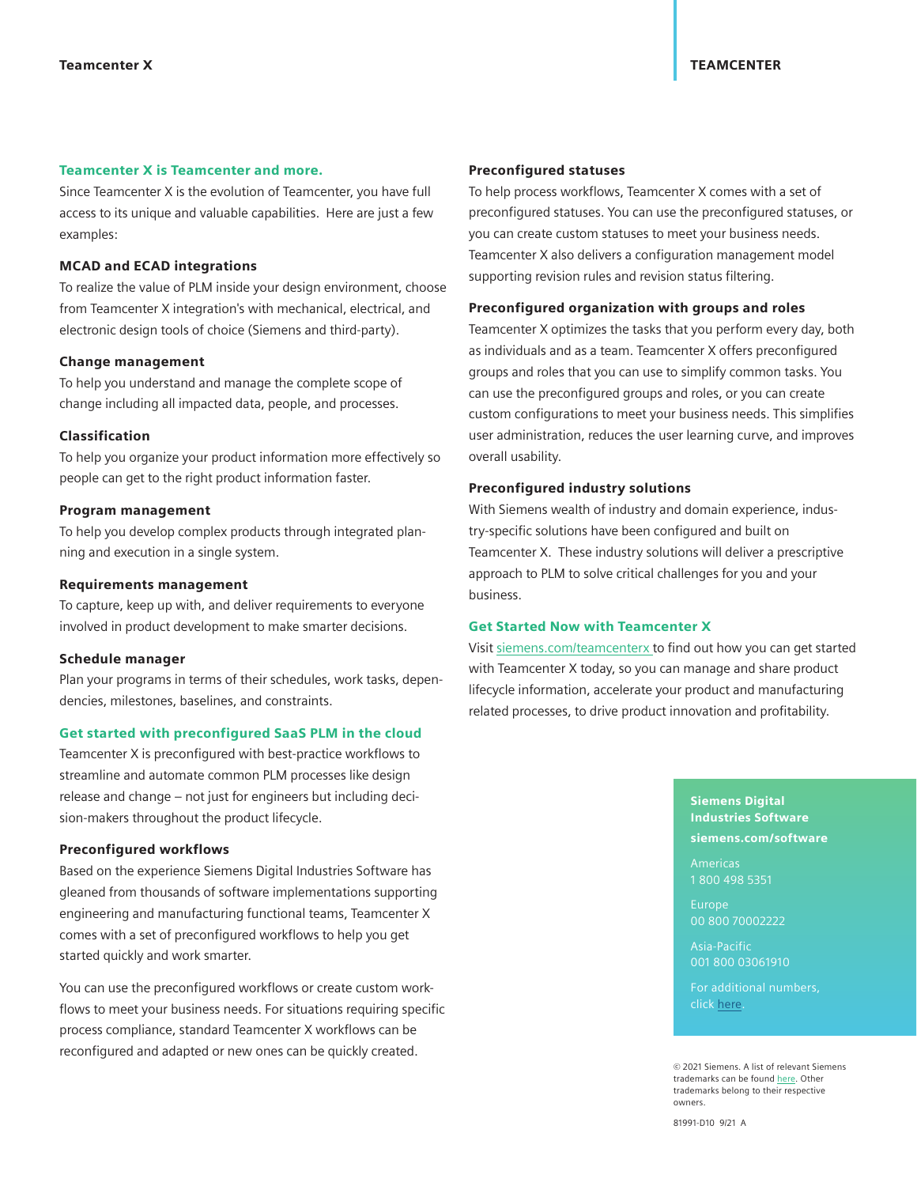## Teamcenter X is Teamcenter and more.

Since Teamcenter X is the evolution of Teamcenter, you have full access to its unique and valuable capabilities. Here are just a few examples:

### MCAD and ECAD integrations

To realize the value of PLM inside your design environment, choose from Teamcenter X integration's with mechanical, electrical, and electronic design tools of choice (Siemens and third-party).

### Change management

To help you understand and manage the complete scope of change including all impacted data, people, and processes.

### Classification

To help you organize your product information more effectively so people can get to the right product information faster.

### Program management

To help you develop complex products through integrated planning and execution in a single system.

### Requirements management

To capture, keep up with, and deliver requirements to everyone involved in product development to make smarter decisions.

### Schedule manager

Plan your programs in terms of their schedules, work tasks, dependencies, milestones, baselines, and constraints.

## Get started with preconfigured SaaS PLM in the cloud

Teamcenter X is preconfigured with best-practice workflows to streamline and automate common PLM processes like design release and change – not just for engineers but including decision-makers throughout the product lifecycle.

### Preconfigured workflows

Based on the experience Siemens Digital Industries Software has gleaned from thousands of software implementations supporting engineering and manufacturing functional teams, Teamcenter X comes with a set of preconfigured workflows to help you get started quickly and work smarter.

You can use the preconfigured workflows or create custom workflows to meet your business needs. For situations requiring specific process compliance, standard Teamcenter X workflows can be reconfigured and adapted or new ones can be quickly created.

### Preconfigured statuses

To help process workflows, Teamcenter X comes with a set of preconfigured statuses. You can use the preconfigured statuses, or you can create custom statuses to meet your business needs. Teamcenter X also delivers a configuration management model supporting revision rules and revision status filtering.

### Preconfigured organization with groups and roles

Teamcenter X optimizes the tasks that you perform every day, both as individuals and as a team. Teamcenter X offers preconfigured groups and roles that you can use to simplify common tasks. You can use the preconfigured groups and roles, or you can create custom configurations to meet your business needs. This simplifies user administration, reduces the user learning curve, and improves overall usability.

### Preconfigured industry solutions

With Siemens wealth of industry and domain experience, industry-specific solutions have been configured and built on Teamcenter X. These industry solutions will deliver a prescriptive approach to PLM to solve critical challenges for you and your business.

## Get Started Now with Teamcenter X

Visit siemens.com/teamcenterx to find out how you can get started with Teamcenter X today, so you can manage and share product lifecycle information, accelerate your product and manufacturing related processes, to drive product innovation and profitability.

**Siemens Digital Industries Software**

**siemens.com/software**

Americas
1 800 498 5351

Europe
00 800 70002222

Asia-Pacific
001 800 03061910

For additional numbers, click here.

© 2021 Siemens. A list of relevant Siemens trademarks can be found here. Other trademarks belong to their respective owners.

81991-D10 9/21 A